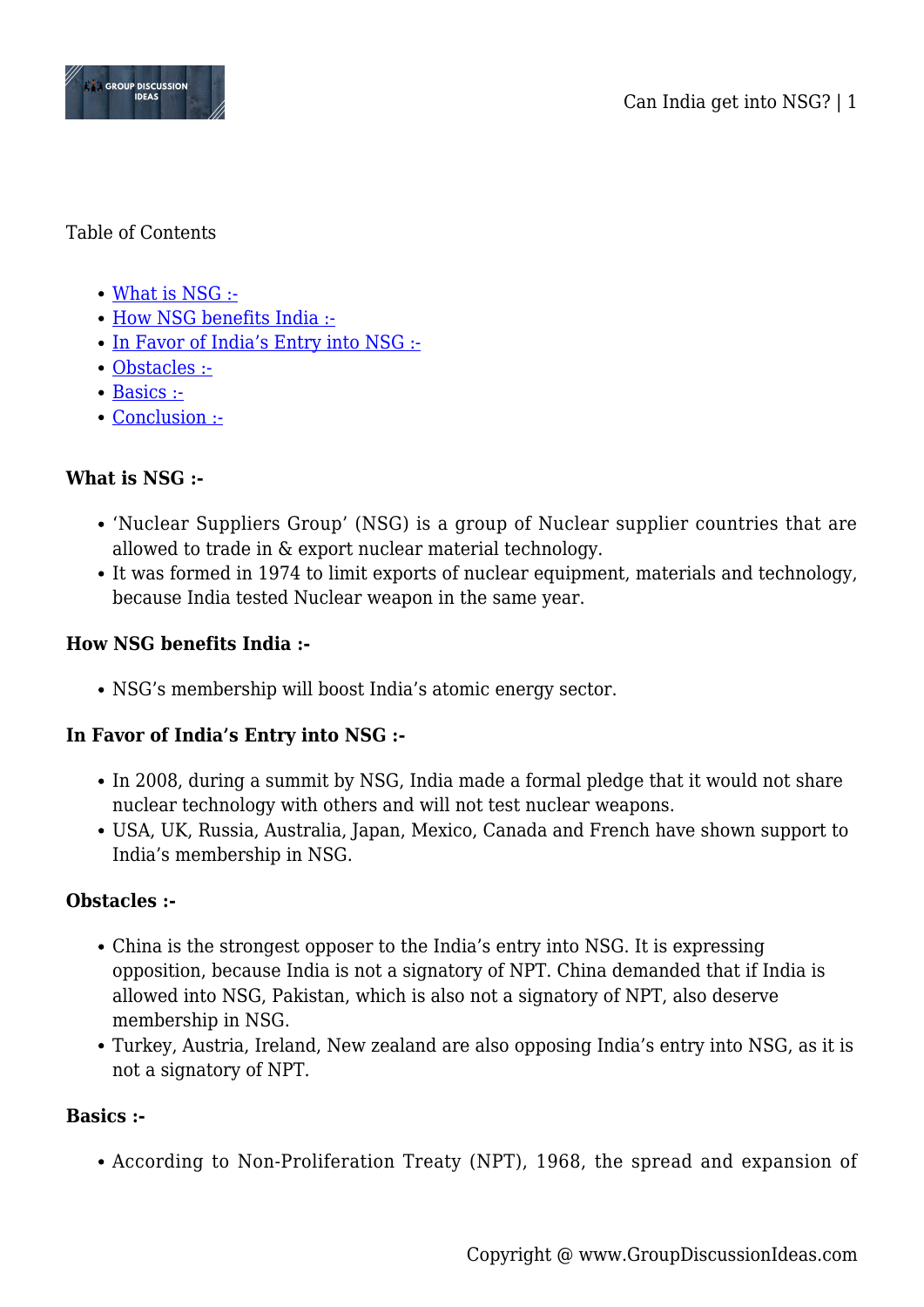Table of Contents

- What is NSG :-
- How NSG benefits India :-
- In Favor of India's Entry into NSG :-
- Obstacles :-
- Basics :-
- Conclusion :-

### What is NSG :-

- 'Nuclear Suppliers Group' (NSG) is a group of Nuclear supplier countries that are allowed to trade in & export nuclear material technology.
- It was formed in 1974 to limit exports of nuclear equipment, materials and technology, because India tested Nuclear weapon in the same year.

### How NSG benefits India :-

- NSG's membership will boost India's atomic energy sector.

### In Favor of India's Entry into NSG :-

- In 2008, during a summit by NSG, India made a formal pledge that it would not share nuclear technology with others and will not test nuclear weapons.
- USA, UK, Russia, Australia, Japan, Mexico, Canada and French have shown support to India's membership in NSG.

### Obstacles :-

- China is the strongest opposer to the India's entry into NSG. It is expressing opposition, because India is not a signatory of NPT. China demanded that if India is allowed into NSG, Pakistan, which is also not a signatory of NPT, also deserve membership in NSG.
- Turkey, Austria, Ireland, New zealand are also opposing India's entry into NSG, as it is not a signatory of NPT.

### Basics :-

- According to Non-Proliferation Treaty (NPT), 1968, the spread and expansion of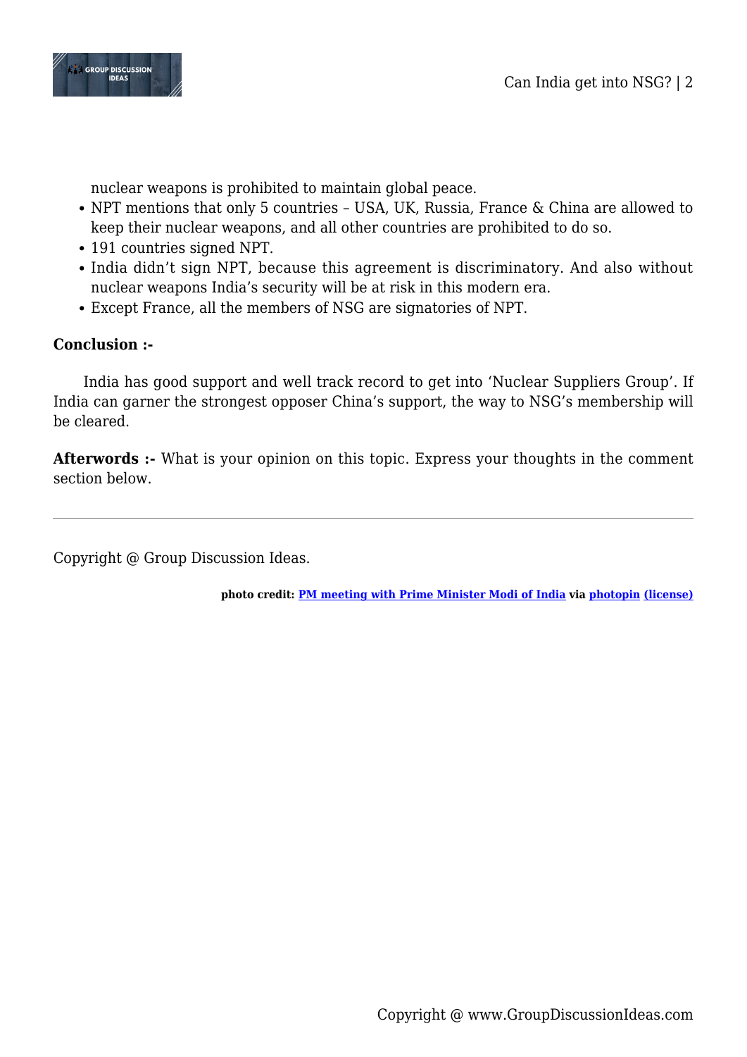nuclear weapons is prohibited to maintain global peace.

- NPT mentions that only 5 countries – USA, UK, Russia, France & China are allowed to keep their nuclear weapons, and all other countries are prohibited to do so.
- 191 countries signed NPT.
- India didn't sign NPT, because this agreement is discriminatory. And also without nuclear weapons India's security will be at risk in this modern era.
- Except France, all the members of NSG are signatories of NPT.

**Conclusion :-**

India has good support and well track record to get into 'Nuclear Suppliers Group'. If India can garner the strongest opposer China's support, the way to NSG's membership will be cleared.

**Afterwords :-** What is your opinion on this topic. Express your thoughts in the comment section below.

---

Copyright @ Group Discussion Ideas.

**photo credit: PM meeting with Prime Minister Modi of India via photopin (license)**